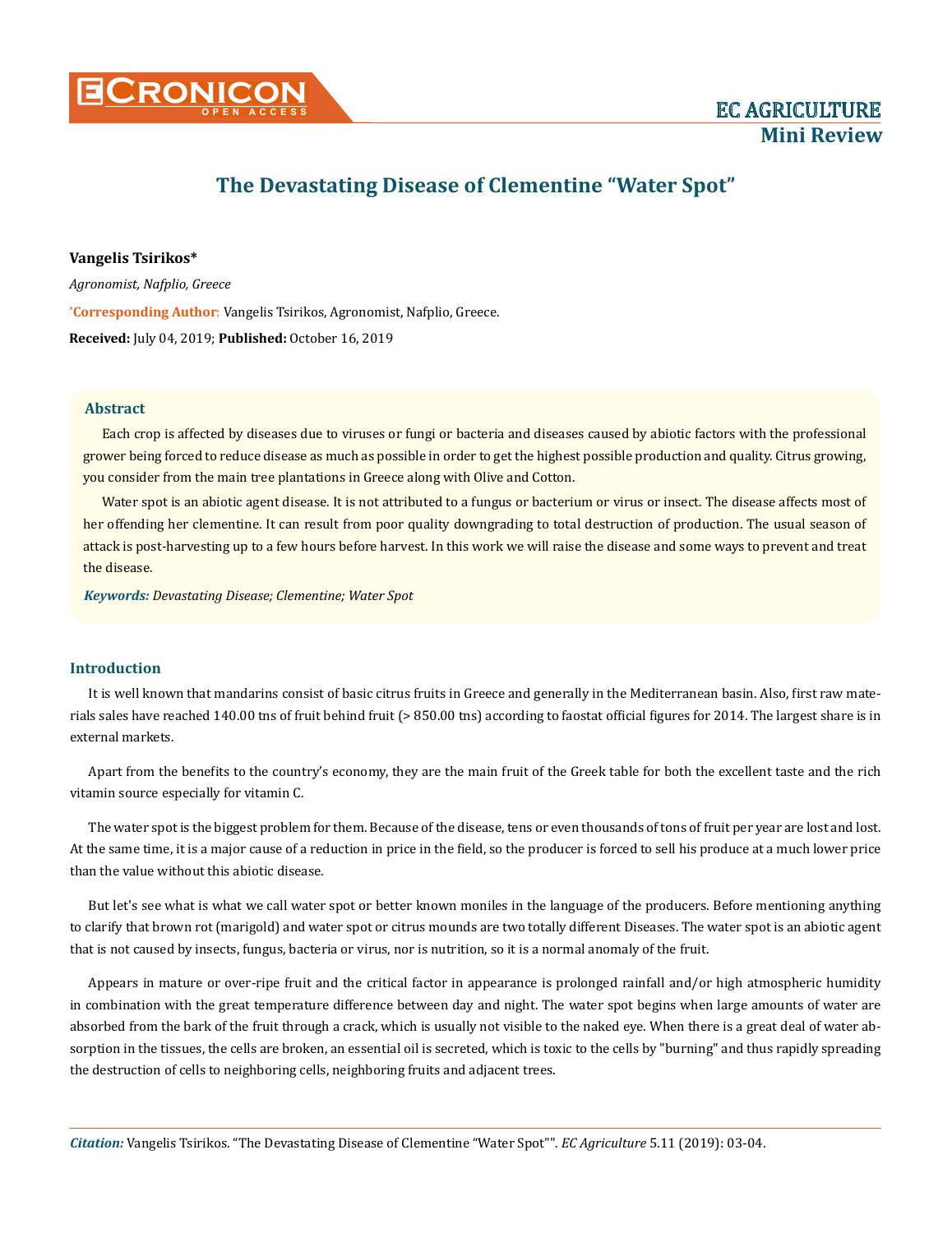# The Devastating Disease of Clementine "Water Spot"

**Vangelis Tsirikos***

*Agronomist, Nafplio, Greece*

***Corresponding Author**: Vangelis Tsirikos, Agronomist, Nafplio, Greece.

**Received:** July 04, 2019; **Published:** October 16, 2019

## Abstract

Each crop is affected by diseases due to viruses or fungi or bacteria and diseases caused by abiotic factors with the professional grower being forced to reduce disease as much as possible in order to get the highest possible production and quality. Citrus growing, you consider from the main tree plantations in Greece along with Olive and Cotton.

Water spot is an abiotic agent disease. It is not attributed to a fungus or bacterium or virus or insect. The disease affects most of her offending her clementine. It can result from poor quality downgrading to total destruction of production. The usual season of attack is post-harvesting up to a few hours before harvest. In this work we will raise the disease and some ways to prevent and treat the disease.

***Keywords:*** *Devastating Disease; Clementine; Water Spot*

## Introduction

It is well known that mandarins consist of basic citrus fruits in Greece and generally in the Mediterranean basin. Also, first raw materials sales have reached 140.00 tns of fruit behind fruit (> 850.00 tns) according to faostat official figures for 2014. The largest share is in external markets.

Apart from the benefits to the country's economy, they are the main fruit of the Greek table for both the excellent taste and the rich vitamin source especially for vitamin C.

The water spot is the biggest problem for them. Because of the disease, tens or even thousands of tons of fruit per year are lost and lost. At the same time, it is a major cause of a reduction in price in the field, so the producer is forced to sell his produce at a much lower price than the value without this abiotic disease.

But let's see what is what we call water spot or better known moniles in the language of the producers. Before mentioning anything to clarify that brown rot (marigold) and water spot or citrus mounds are two totally different Diseases. The water spot is an abiotic agent that is not caused by insects, fungus, bacteria or virus, nor is nutrition, so it is a normal anomaly of the fruit.

Appears in mature or over-ripe fruit and the critical factor in appearance is prolonged rainfall and/or high atmospheric humidity in combination with the great temperature difference between day and night. The water spot begins when large amounts of water are absorbed from the bark of the fruit through a crack, which is usually not visible to the naked eye. When there is a great deal of water absorption in the tissues, the cells are broken, an essential oil is secreted, which is toxic to the cells by "burning" and thus rapidly spreading the destruction of cells to neighboring cells, neighboring fruits and adjacent trees.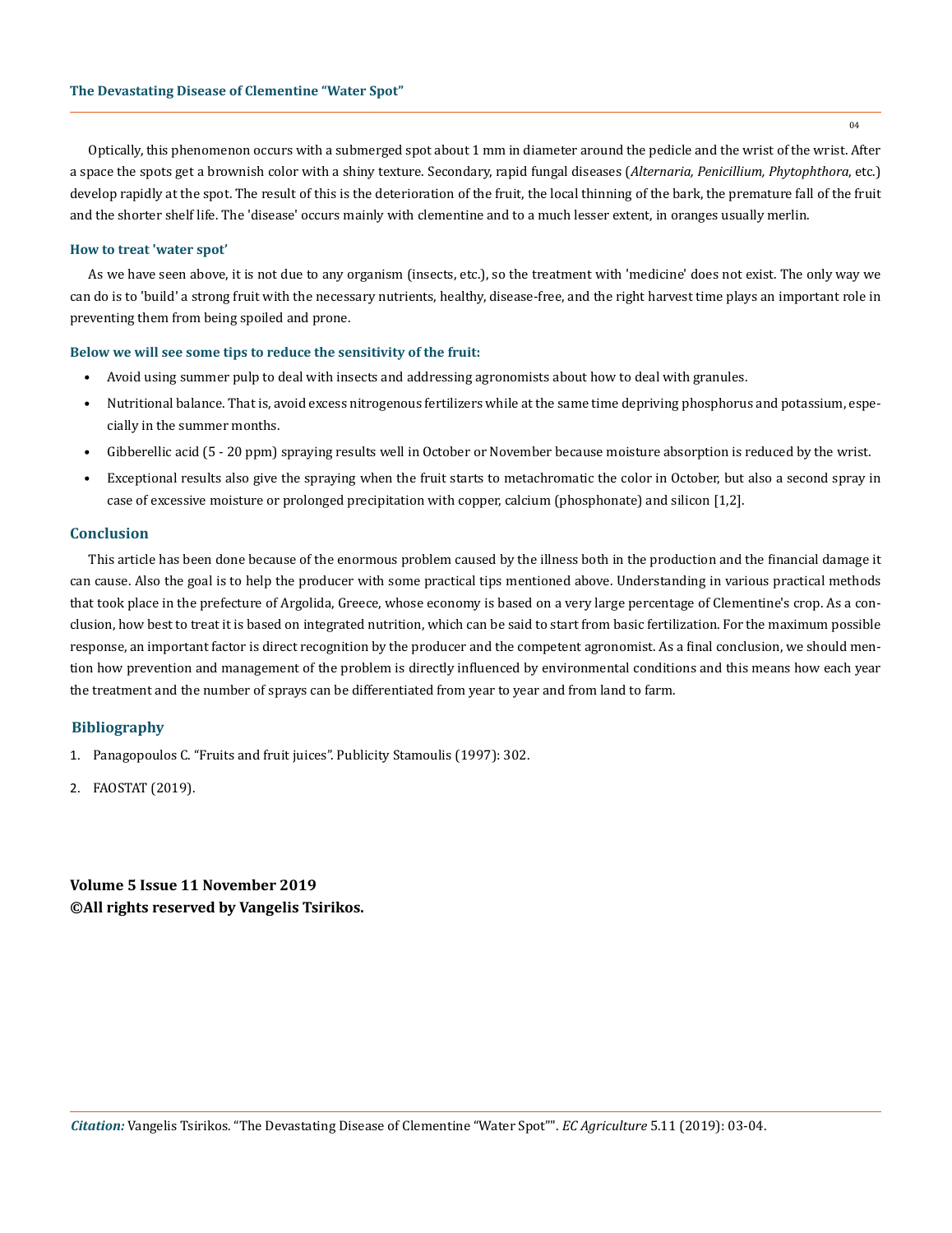Optically, this phenomenon occurs with a submerged spot about 1 mm in diameter around the pedicle and the wrist of the wrist. After a space the spots get a brownish color with a shiny texture. Secondary, rapid fungal diseases (*Alternaria, Penicillium, Phytophthora*, etc.) develop rapidly at the spot. The result of this is the deterioration of the fruit, the local thinning of the bark, the premature fall of the fruit and the shorter shelf life. The 'disease' occurs mainly with clementine and to a much lesser extent, in oranges usually merlin.

### How to treat 'water spot'

As we have seen above, it is not due to any organism (insects, etc.), so the treatment with 'medicine' does not exist. The only way we can do is to 'build' a strong fruit with the necessary nutrients, healthy, disease-free, and the right harvest time plays an important role in preventing them from being spoiled and prone.

### Below we will see some tips to reduce the sensitivity of the fruit:

- Avoid using summer pulp to deal with insects and addressing agronomists about how to deal with granules.
- Nutritional balance. That is, avoid excess nitrogenous fertilizers while at the same time depriving phosphorus and potassium, especially in the summer months.
- Gibberellic acid (5 - 20 ppm) spraying results well in October or November because moisture absorption is reduced by the wrist.
- Exceptional results also give the spraying when the fruit starts to metachromatic the color in October, but also a second spray in case of excessive moisture or prolonged precipitation with copper, calcium (phosphonate) and silicon [1,2].

## Conclusion

This article has been done because of the enormous problem caused by the illness both in the production and the financial damage it can cause. Also the goal is to help the producer with some practical tips mentioned above. Understanding in various practical methods that took place in the prefecture of Argolida, Greece, whose economy is based on a very large percentage of Clementine's crop. As a conclusion, how best to treat it is based on integrated nutrition, which can be said to start from basic fertilization. For the maximum possible response, an important factor is direct recognition by the producer and the competent agronomist. As a final conclusion, we should mention how prevention and management of the problem is directly influenced by environmental conditions and this means how each year the treatment and the number of sprays can be differentiated from year to year and from land to farm.

## Bibliography

1. Panagopoulos C. "Fruits and fruit juices". Publicity Stamoulis (1997): 302.
2. FAOSTAT (2019).

**Volume 5 Issue 11 November 2019**
**©All rights reserved by Vangelis Tsirikos.**